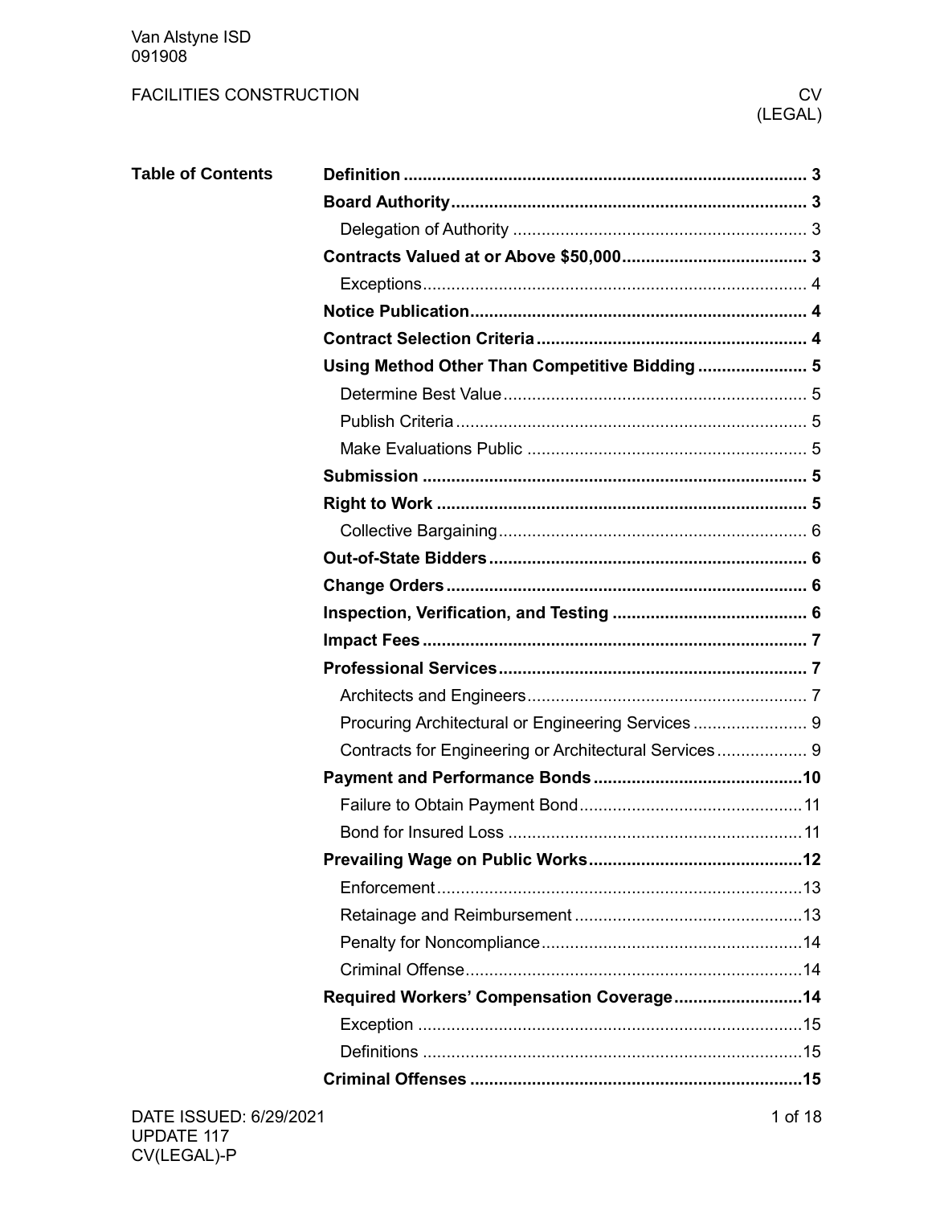# FACILITIES CONSTRUCTION

CV (LEGAL)

## Table of Contents

| Section | Page |
|---|---|
| **Definition** | **3** |
| **Board Authority** | **3** |
| Delegation of Authority | 3 |
| **Contracts Valued at or Above $50,000** | **3** |
| Exceptions | 4 |
| **Notice Publication** | **4** |
| **Contract Selection Criteria** | **4** |
| **Using Method Other Than Competitive Bidding** | **5** |
| Determine Best Value | 5 |
| Publish Criteria | 5 |
| Make Evaluations Public | 5 |
| **Submission** | **5** |
| **Right to Work** | **5** |
| Collective Bargaining | 6 |
| **Out-of-State Bidders** | **6** |
| **Change Orders** | **6** |
| **Inspection, Verification, and Testing** | **6** |
| **Impact Fees** | **7** |
| **Professional Services** | **7** |
| Architects and Engineers | 7 |
| Procuring Architectural or Engineering Services | 9 |
| Contracts for Engineering or Architectural Services | 9 |
| **Payment and Performance Bonds** | **10** |
| Failure to Obtain Payment Bond | 11 |
| Bond for Insured Loss | 11 |
| **Prevailing Wage on Public Works** | **12** |
| Enforcement | 13 |
| Retainage and Reimbursement | 13 |
| Penalty for Noncompliance | 14 |
| Criminal Offense | 14 |
| **Required Workers' Compensation Coverage** | **14** |
| Exception | 15 |
| Definitions | 15 |
| **Criminal Offenses** | **15** |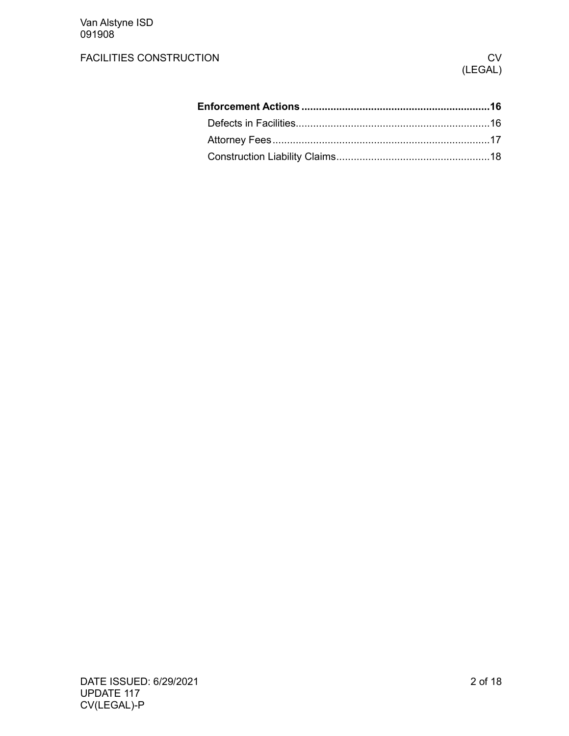**Enforcement Actions** ................................................................ **16**

Defects in Facilities.................................................................16

Attorney Fees.........................................................................17

Construction Liability Claims....................................................18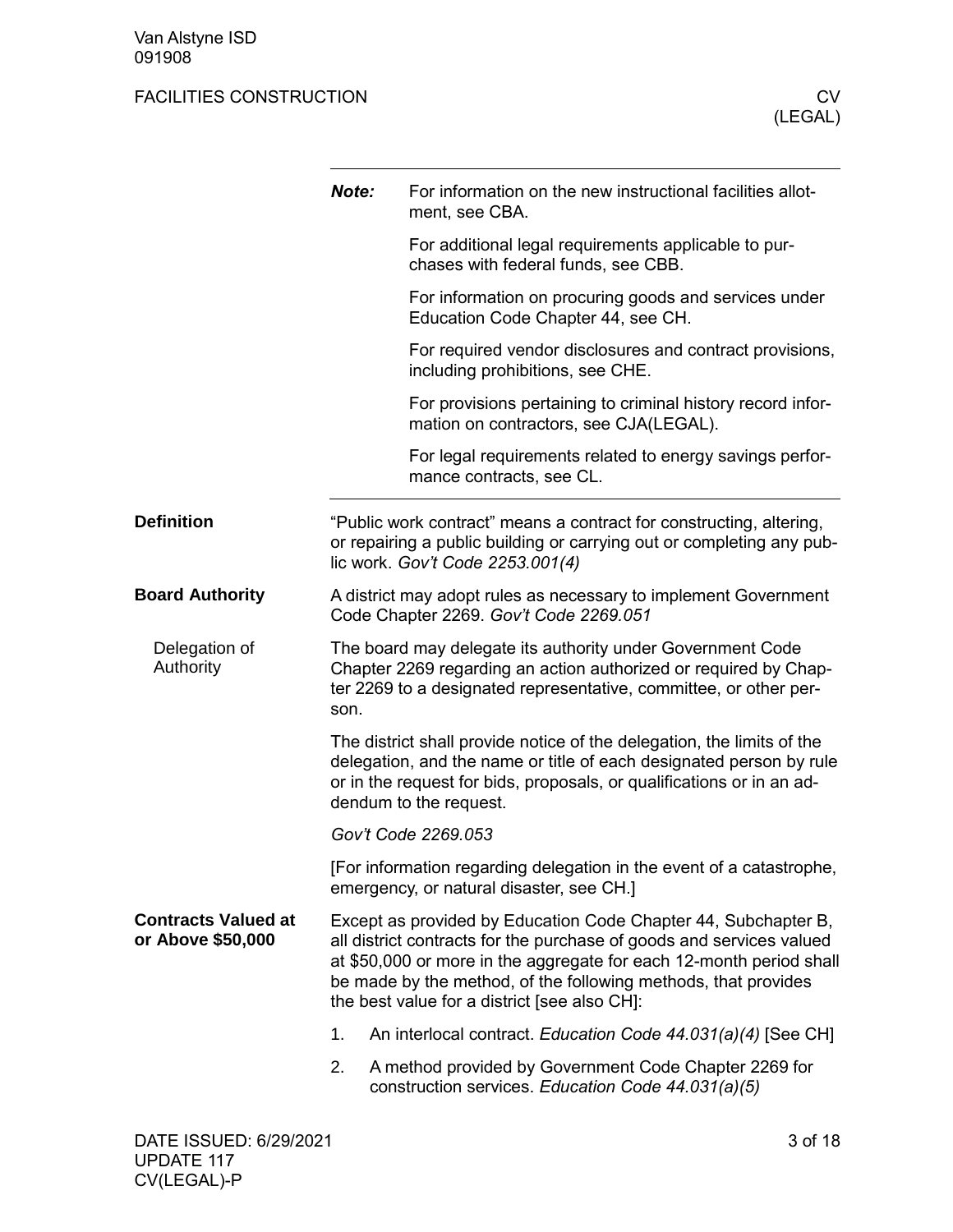**Note:** For information on the new instructional facilities allotment, see CBA.

For additional legal requirements applicable to purchases with federal funds, see CBB.

For information on procuring goods and services under Education Code Chapter 44, see CH.

For required vendor disclosures and contract provisions, including prohibitions, see CHE.

For provisions pertaining to criminal history record information on contractors, see CJA(LEGAL).

For legal requirements related to energy savings performance contracts, see CL.

---

## Definition

"Public work contract" means a contract for constructing, altering, or repairing a public building or carrying out or completing any public work. *Gov't Code 2253.001(4)*

## Board Authority

A district may adopt rules as necessary to implement Government Code Chapter 2269. *Gov't Code 2269.051*

### Delegation of Authority

The board may delegate its authority under Government Code Chapter 2269 regarding an action authorized or required by Chapter 2269 to a designated representative, committee, or other person.

The district shall provide notice of the delegation, the limits of the delegation, and the name or title of each designated person by rule or in the request for bids, proposals, or qualifications or in an addendum to the request.

*Gov't Code 2269.053*

[For information regarding delegation in the event of a catastrophe, emergency, or natural disaster, see CH.]

## Contracts Valued at or Above $50,000

Except as provided by Education Code Chapter 44, Subchapter B, all district contracts for the purchase of goods and services valued at $50,000 or more in the aggregate for each 12-month period shall be made by the method, of the following methods, that provides the best value for a district [see also CH]:

1. An interlocal contract. *Education Code 44.031(a)(4)* [See CH]
2. A method provided by Government Code Chapter 2269 for construction services. *Education Code 44.031(a)(5)*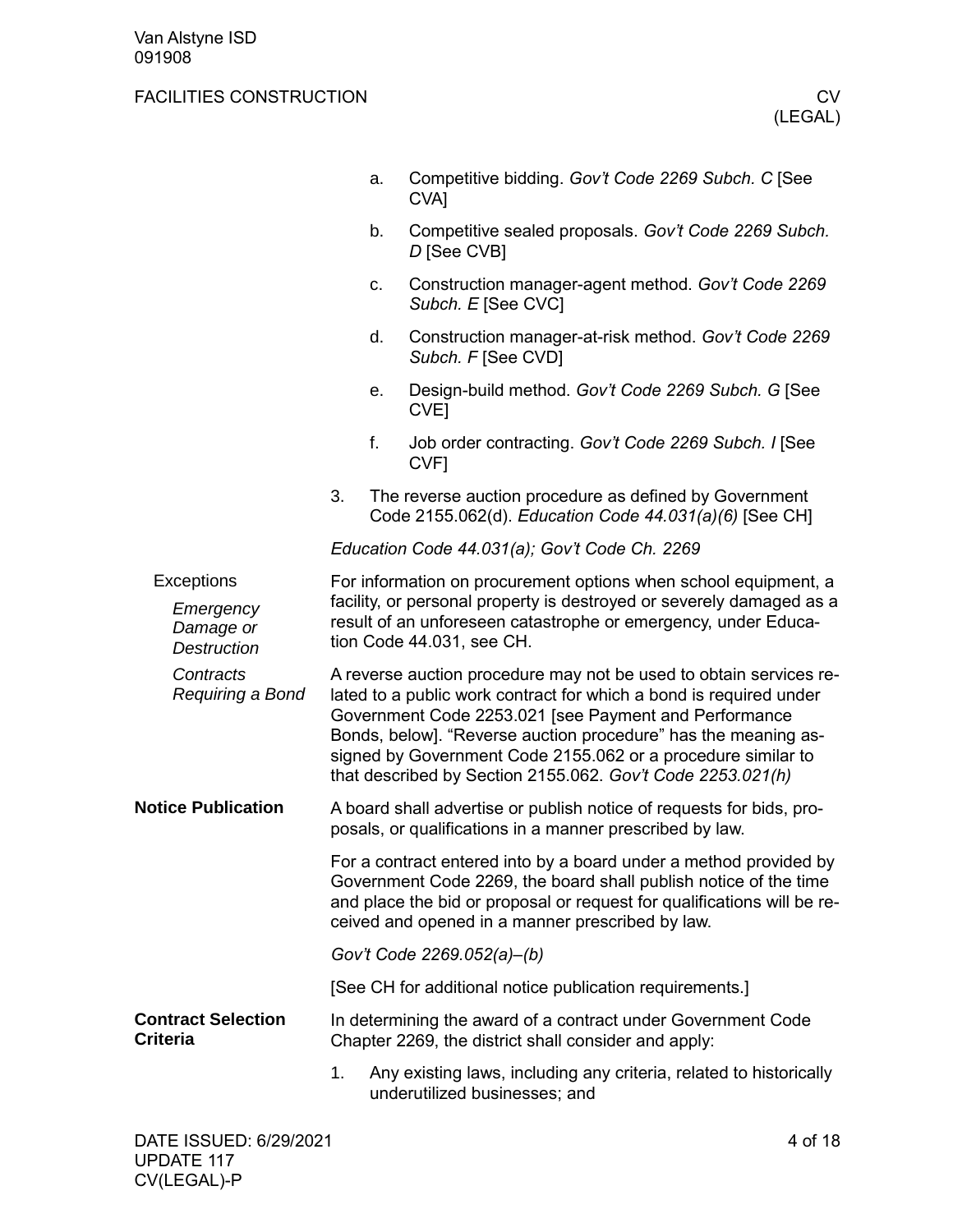a. Competitive bidding. *Gov't Code 2269 Subch. C* [See CVA]

b. Competitive sealed proposals. *Gov't Code 2269 Subch. D* [See CVB]

c. Construction manager-agent method. *Gov't Code 2269 Subch. E* [See CVC]

d. Construction manager-at-risk method. *Gov't Code 2269 Subch. F* [See CVD]

e. Design-build method. *Gov't Code 2269 Subch. G* [See CVE]

f. Job order contracting. *Gov't Code 2269 Subch. I* [See CVF]

3. The reverse auction procedure as defined by Government Code 2155.062(d). *Education Code 44.031(a)(6)* [See CH]

*Education Code 44.031(a); Gov't Code Ch. 2269*

## Exceptions

### *Emergency Damage or Destruction*

For information on procurement options when school equipment, a facility, or personal property is destroyed or severely damaged as a result of an unforeseen catastrophe or emergency, under Education Code 44.031, see CH.

### *Contracts Requiring a Bond*

A reverse auction procedure may not be used to obtain services related to a public work contract for which a bond is required under Government Code 2253.021 [see Payment and Performance Bonds, below]. "Reverse auction procedure" has the meaning assigned by Government Code 2155.062 or a procedure similar to that described by Section 2155.062. *Gov't Code 2253.021(h)*

## **Notice Publication**

A board shall advertise or publish notice of requests for bids, proposals, or qualifications in a manner prescribed by law.

For a contract entered into by a board under a method provided by Government Code 2269, the board shall publish notice of the time and place the bid or proposal or request for qualifications will be received and opened in a manner prescribed by law.

*Gov't Code 2269.052(a)–(b)*

[See CH for additional notice publication requirements.]

## **Contract Selection Criteria**

In determining the award of a contract under Government Code Chapter 2269, the district shall consider and apply:

1. Any existing laws, including any criteria, related to historically underutilized businesses; and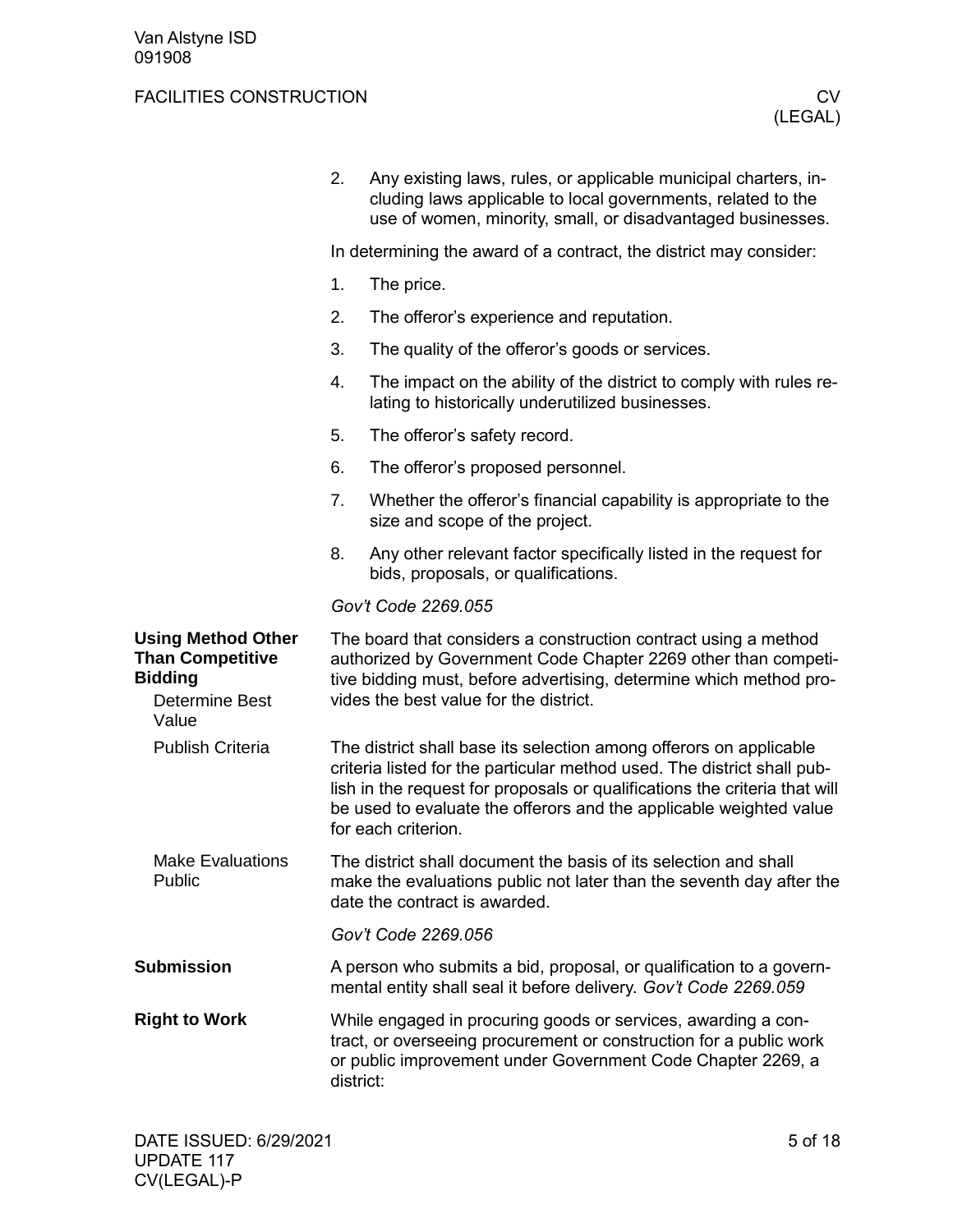2. Any existing laws, rules, or applicable municipal charters, including laws applicable to local governments, related to the use of women, minority, small, or disadvantaged businesses.

In determining the award of a contract, the district may consider:

1. The price.
2. The offeror's experience and reputation.
3. The quality of the offeror's goods or services.
4. The impact on the ability of the district to comply with rules relating to historically underutilized businesses.
5. The offeror's safety record.
6. The offeror's proposed personnel.
7. Whether the offeror's financial capability is appropriate to the size and scope of the project.
8. Any other relevant factor specifically listed in the request for bids, proposals, or qualifications.

*Gov't Code 2269.055*

## Using Method Other Than Competitive Bidding

### Determine Best Value

The board that considers a construction contract using a method authorized by Government Code Chapter 2269 other than competitive bidding must, before advertising, determine which method provides the best value for the district.

### Publish Criteria

The district shall base its selection among offerors on applicable criteria listed for the particular method used. The district shall publish in the request for proposals or qualifications the criteria that will be used to evaluate the offerors and the applicable weighted value for each criterion.

### Make Evaluations Public

The district shall document the basis of its selection and shall make the evaluations public not later than the seventh day after the date the contract is awarded.

*Gov't Code 2269.056*

## Submission

A person who submits a bid, proposal, or qualification to a governmental entity shall seal it before delivery. *Gov't Code 2269.059*

## Right to Work

While engaged in procuring goods or services, awarding a contract, or overseeing procurement or construction for a public work or public improvement under Government Code Chapter 2269, a district: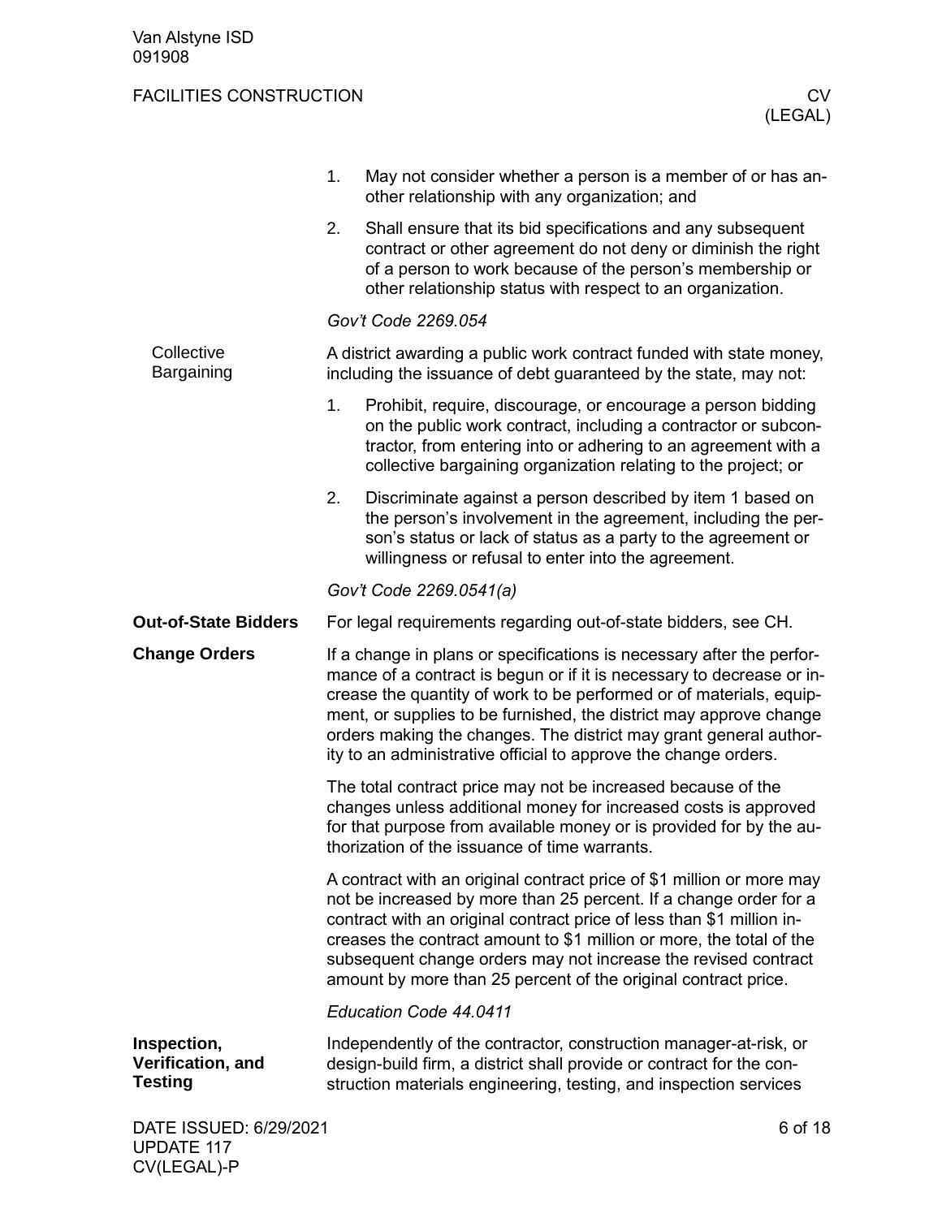1. May not consider whether a person is a member of or has another relationship with any organization; and
2. Shall ensure that its bid specifications and any subsequent contract or other agreement do not deny or diminish the right of a person to work because of the person's membership or other relationship status with respect to an organization.

*Gov't Code 2269.054*

### Collective Bargaining

A district awarding a public work contract funded with state money, including the issuance of debt guaranteed by the state, may not:

1. Prohibit, require, discourage, or encourage a person bidding on the public work contract, including a contractor or subcontractor, from entering into or adhering to an agreement with a collective bargaining organization relating to the project; or
2. Discriminate against a person described by item 1 based on the person's involvement in the agreement, including the person's status or lack of status as a party to the agreement or willingness or refusal to enter into the agreement.

*Gov't Code 2269.0541(a)*

## Out-of-State Bidders

For legal requirements regarding out-of-state bidders, see CH.

## Change Orders

If a change in plans or specifications is necessary after the performance of a contract is begun or if it is necessary to decrease or increase the quantity of work to be performed or of materials, equipment, or supplies to be furnished, the district may approve change orders making the changes. The district may grant general authority to an administrative official to approve the change orders.

The total contract price may not be increased because of the changes unless additional money for increased costs is approved for that purpose from available money or is provided for by the authorization of the issuance of time warrants.

A contract with an original contract price of $1 million or more may not be increased by more than 25 percent. If a change order for a contract with an original contract price of less than $1 million increases the contract amount to $1 million or more, the total of the subsequent change orders may not increase the revised contract amount by more than 25 percent of the original contract price.

*Education Code 44.0411*

## Inspection, Verification, and Testing

Independently of the contractor, construction manager-at-risk, or design-build firm, a district shall provide or contract for the construction materials engineering, testing, and inspection services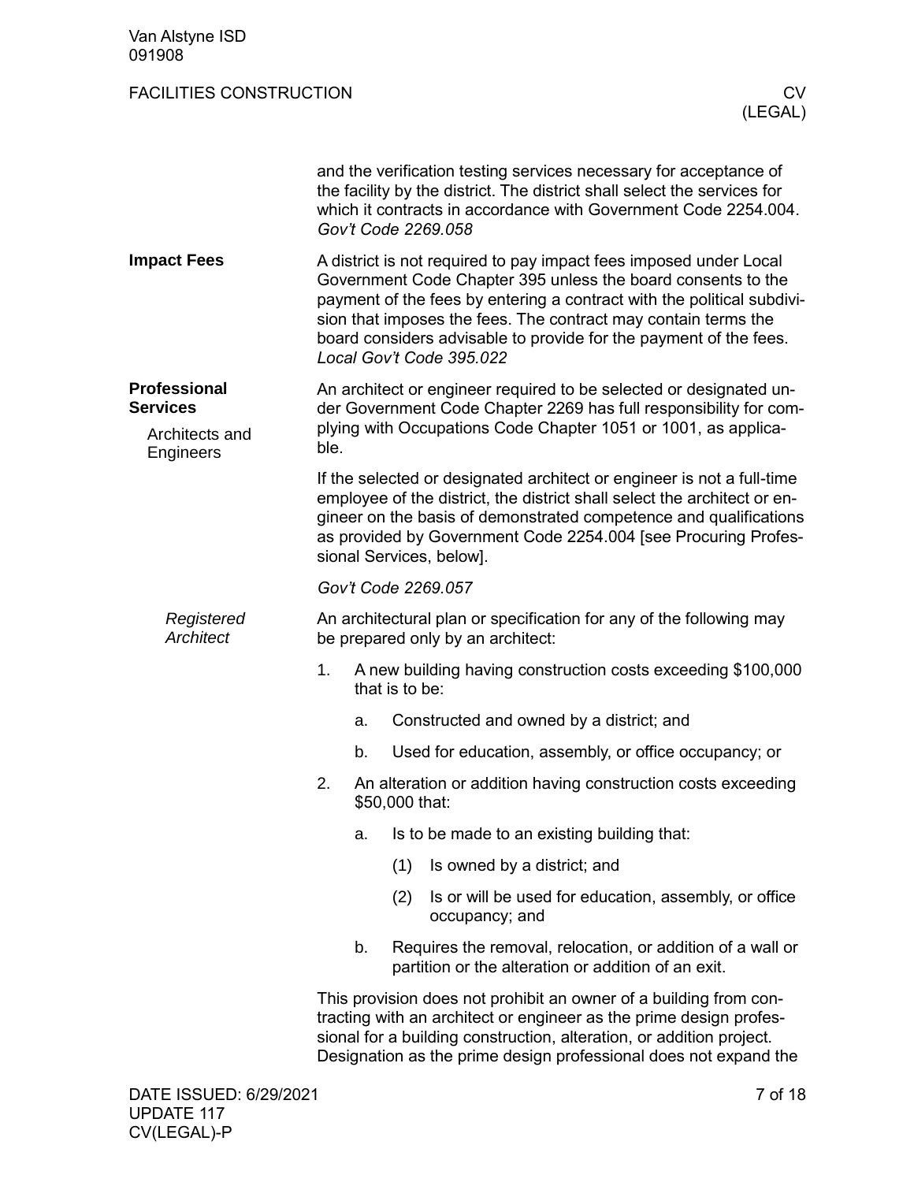and the verification testing services necessary for acceptance of the facility by the district. The district shall select the services for which it contracts in accordance with Government Code 2254.004. *Gov't Code 2269.058*

## Impact Fees

A district is not required to pay impact fees imposed under Local Government Code Chapter 395 unless the board consents to the payment of the fees by entering a contract with the political subdivision that imposes the fees. The contract may contain terms the board considers advisable to provide for the payment of the fees. *Local Gov't Code 395.022*

## Professional Services

### Architects and Engineers

An architect or engineer required to be selected or designated under Government Code Chapter 2269 has full responsibility for complying with Occupations Code Chapter 1051 or 1001, as applicable.

If the selected or designated architect or engineer is not a full-time employee of the district, the district shall select the architect or engineer on the basis of demonstrated competence and qualifications as provided by Government Code 2254.004 [see Procuring Professional Services, below].

*Gov't Code 2269.057*

#### *Registered Architect*

An architectural plan or specification for any of the following may be prepared only by an architect:

1. A new building having construction costs exceeding $100,000 that is to be:
   a. Constructed and owned by a district; and
   b. Used for education, assembly, or office occupancy; or
2. An alteration or addition having construction costs exceeding $50,000 that:
   a. Is to be made to an existing building that:
      (1) Is owned by a district; and
      (2) Is or will be used for education, assembly, or office occupancy; and
   b. Requires the removal, relocation, or addition of a wall or partition or the alteration or addition of an exit.

This provision does not prohibit an owner of a building from contracting with an architect or engineer as the prime design professional for a building construction, alteration, or addition project. Designation as the prime design professional does not expand the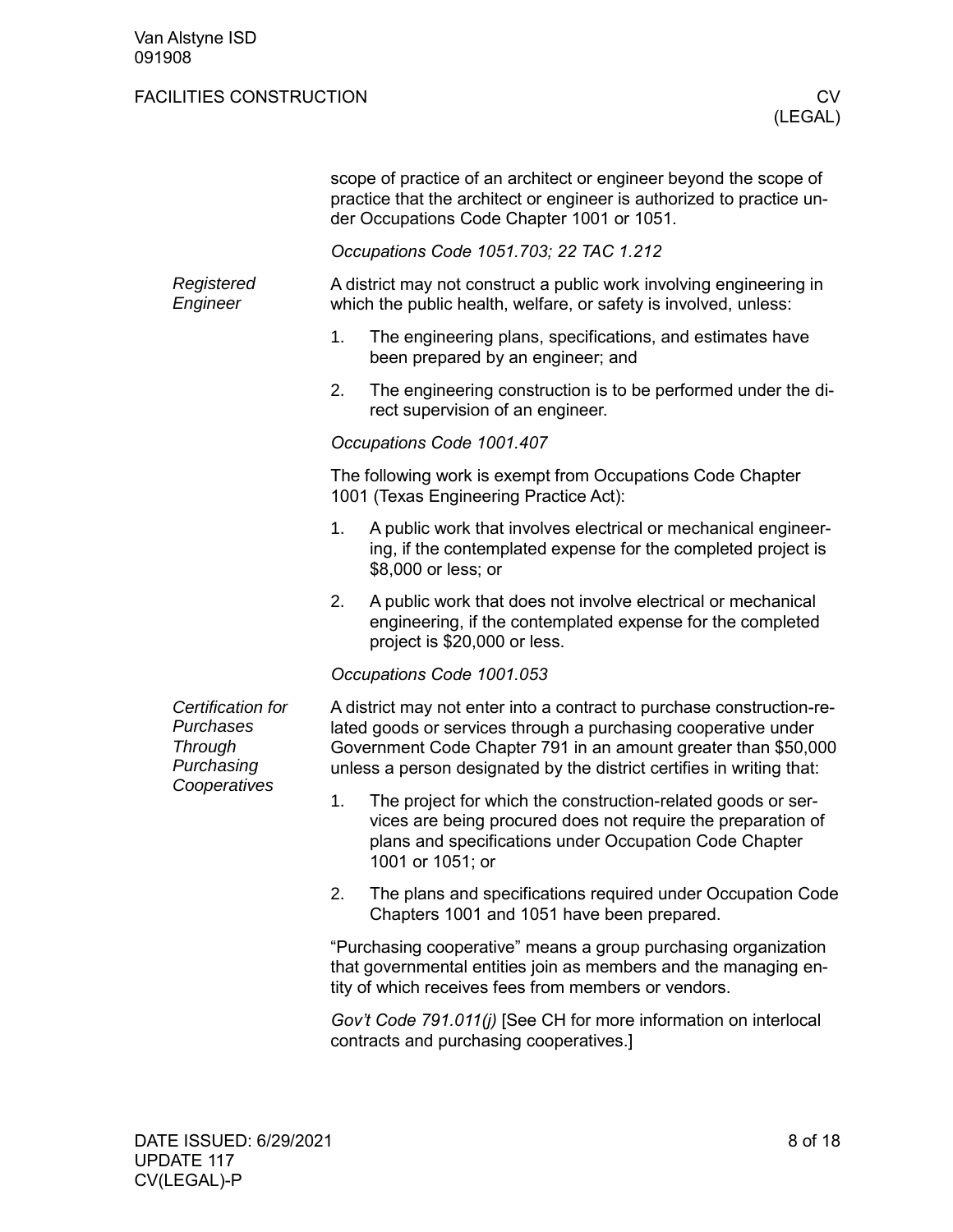scope of practice of an architect or engineer beyond the scope of practice that the architect or engineer is authorized to practice under Occupations Code Chapter 1001 or 1051.

*Occupations Code 1051.703; 22 TAC 1.212*

### *Registered Engineer*

A district may not construct a public work involving engineering in which the public health, welfare, or safety is involved, unless:

1. The engineering plans, specifications, and estimates have been prepared by an engineer; and
2. The engineering construction is to be performed under the direct supervision of an engineer.

*Occupations Code 1001.407*

The following work is exempt from Occupations Code Chapter 1001 (Texas Engineering Practice Act):

1. A public work that involves electrical or mechanical engineering, if the contemplated expense for the completed project is $8,000 or less; or
2. A public work that does not involve electrical or mechanical engineering, if the contemplated expense for the completed project is $20,000 or less.

*Occupations Code 1001.053*

### *Certification for Purchases Through Purchasing Cooperatives*

A district may not enter into a contract to purchase construction-related goods or services through a purchasing cooperative under Government Code Chapter 791 in an amount greater than $50,000 unless a person designated by the district certifies in writing that:

1. The project for which the construction-related goods or services are being procured does not require the preparation of plans and specifications under Occupation Code Chapter 1001 or 1051; or
2. The plans and specifications required under Occupation Code Chapters 1001 and 1051 have been prepared.

"Purchasing cooperative" means a group purchasing organization that governmental entities join as members and the managing entity of which receives fees from members or vendors.

*Gov't Code 791.011(j)* [See CH for more information on interlocal contracts and purchasing cooperatives.]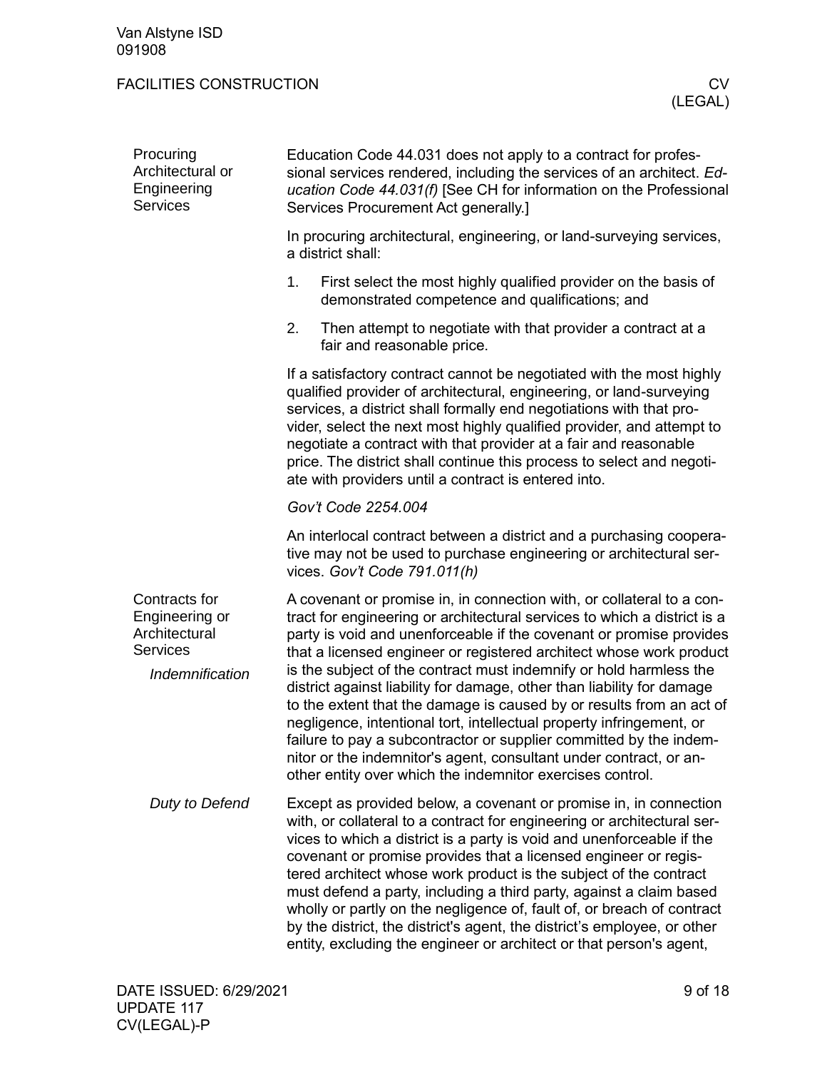## Procuring Architectural or Engineering Services

Education Code 44.031 does not apply to a contract for professional services rendered, including the services of an architect. *Education Code 44.031(f)* [See CH for information on the Professional Services Procurement Act generally.]

In procuring architectural, engineering, or land-surveying services, a district shall:

1. First select the most highly qualified provider on the basis of demonstrated competence and qualifications; and
2. Then attempt to negotiate with that provider a contract at a fair and reasonable price.

If a satisfactory contract cannot be negotiated with the most highly qualified provider of architectural, engineering, or land-surveying services, a district shall formally end negotiations with that provider, select the next most highly qualified provider, and attempt to negotiate a contract with that provider at a fair and reasonable price. The district shall continue this process to select and negotiate with providers until a contract is entered into.

*Gov't Code 2254.004*

An interlocal contract between a district and a purchasing cooperative may not be used to purchase engineering or architectural services. *Gov't Code 791.011(h)*

## Contracts for Engineering or Architectural Services

### *Indemnification*

A covenant or promise in, in connection with, or collateral to a contract for engineering or architectural services to which a district is a party is void and unenforceable if the covenant or promise provides that a licensed engineer or registered architect whose work product is the subject of the contract must indemnify or hold harmless the district against liability for damage, other than liability for damage to the extent that the damage is caused by or results from an act of negligence, intentional tort, intellectual property infringement, or failure to pay a subcontractor or supplier committed by the indemnitor or the indemnitor's agent, consultant under contract, or another entity over which the indemnitor exercises control.

### *Duty to Defend*

Except as provided below, a covenant or promise in, in connection with, or collateral to a contract for engineering or architectural services to which a district is a party is void and unenforceable if the covenant or promise provides that a licensed engineer or registered architect whose work product is the subject of the contract must defend a party, including a third party, against a claim based wholly or partly on the negligence of, fault of, or breach of contract by the district, the district's agent, the district's employee, or other entity, excluding the engineer or architect or that person's agent,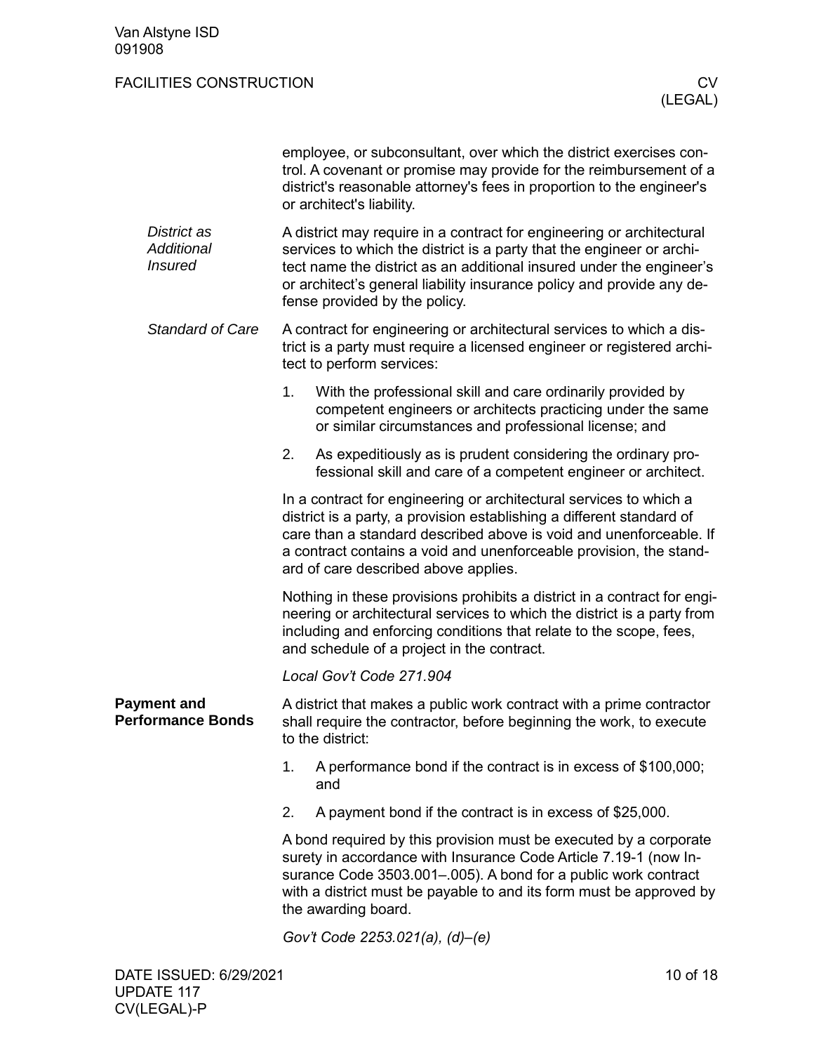employee, or subconsultant, over which the district exercises control. A covenant or promise may provide for the reimbursement of a district's reasonable attorney's fees in proportion to the engineer's or architect's liability.

### *District as Additional Insured*

A district may require in a contract for engineering or architectural services to which the district is a party that the engineer or architect name the district as an additional insured under the engineer's or architect's general liability insurance policy and provide any defense provided by the policy.

### *Standard of Care*

A contract for engineering or architectural services to which a district is a party must require a licensed engineer or registered architect to perform services:

1. With the professional skill and care ordinarily provided by competent engineers or architects practicing under the same or similar circumstances and professional license; and
2. As expeditiously as is prudent considering the ordinary professional skill and care of a competent engineer or architect.

In a contract for engineering or architectural services to which a district is a party, a provision establishing a different standard of care than a standard described above is void and unenforceable. If a contract contains a void and unenforceable provision, the standard of care described above applies.

Nothing in these provisions prohibits a district in a contract for engineering or architectural services to which the district is a party from including and enforcing conditions that relate to the scope, fees, and schedule of a project in the contract.

*Local Gov't Code 271.904*

## **Payment and Performance Bonds**

A district that makes a public work contract with a prime contractor shall require the contractor, before beginning the work, to execute to the district:

1. A performance bond if the contract is in excess of $100,000; and
2. A payment bond if the contract is in excess of $25,000.

A bond required by this provision must be executed by a corporate surety in accordance with Insurance Code Article 7.19-1 (now Insurance Code 3503.001–.005). A bond for a public work contract with a district must be payable to and its form must be approved by the awarding board.

*Gov't Code 2253.021(a), (d)–(e)*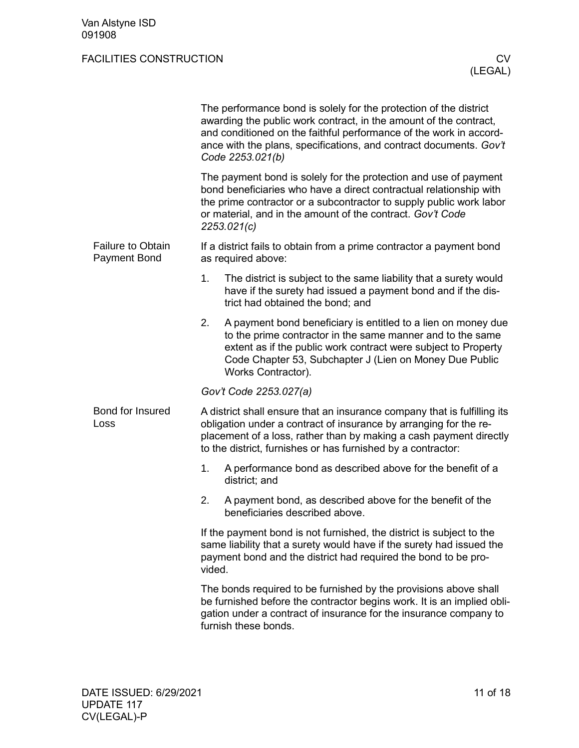The performance bond is solely for the protection of the district awarding the public work contract, in the amount of the contract, and conditioned on the faithful performance of the work in accordance with the plans, specifications, and contract documents. *Gov't Code 2253.021(b)*

The payment bond is solely for the protection and use of payment bond beneficiaries who have a direct contractual relationship with the prime contractor or a subcontractor to supply public work labor or material, and in the amount of the contract. *Gov't Code 2253.021(c)*

### Failure to Obtain Payment Bond

If a district fails to obtain from a prime contractor a payment bond as required above:

1. The district is subject to the same liability that a surety would have if the surety had issued a payment bond and if the district had obtained the bond; and
2. A payment bond beneficiary is entitled to a lien on money due to the prime contractor in the same manner and to the same extent as if the public work contract were subject to Property Code Chapter 53, Subchapter J (Lien on Money Due Public Works Contractor).

*Gov't Code 2253.027(a)*

### Bond for Insured Loss

A district shall ensure that an insurance company that is fulfilling its obligation under a contract of insurance by arranging for the replacement of a loss, rather than by making a cash payment directly to the district, furnishes or has furnished by a contractor:

1. A performance bond as described above for the benefit of a district; and
2. A payment bond, as described above for the benefit of the beneficiaries described above.

If the payment bond is not furnished, the district is subject to the same liability that a surety would have if the surety had issued the payment bond and the district had required the bond to be provided.

The bonds required to be furnished by the provisions above shall be furnished before the contractor begins work. It is an implied obligation under a contract of insurance for the insurance company to furnish these bonds.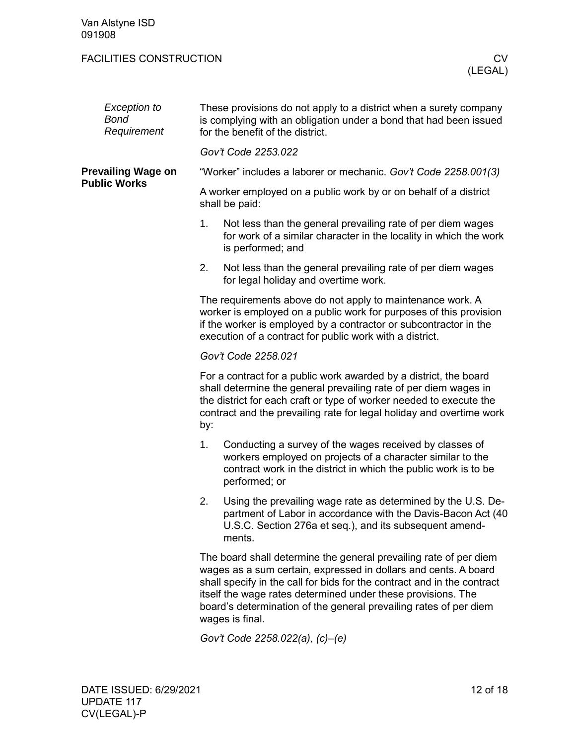#### *Exception to Bond Requirement*

These provisions do not apply to a district when a surety company is complying with an obligation under a bond that had been issued for the benefit of the district.

*Gov't Code 2253.022*

### Prevailing Wage on Public Works

"Worker" includes a laborer or mechanic. *Gov't Code 2258.001(3)*

A worker employed on a public work by or on behalf of a district shall be paid:

1. Not less than the general prevailing rate of per diem wages for work of a similar character in the locality in which the work is performed; and
2. Not less than the general prevailing rate of per diem wages for legal holiday and overtime work.

The requirements above do not apply to maintenance work. A worker is employed on a public work for purposes of this provision if the worker is employed by a contractor or subcontractor in the execution of a contract for public work with a district.

*Gov't Code 2258.021*

For a contract for a public work awarded by a district, the board shall determine the general prevailing rate of per diem wages in the district for each craft or type of worker needed to execute the contract and the prevailing rate for legal holiday and overtime work by:

1. Conducting a survey of the wages received by classes of workers employed on projects of a character similar to the contract work in the district in which the public work is to be performed; or
2. Using the prevailing wage rate as determined by the U.S. Department of Labor in accordance with the Davis-Bacon Act (40 U.S.C. Section 276a et seq.), and its subsequent amendments.

The board shall determine the general prevailing rate of per diem wages as a sum certain, expressed in dollars and cents. A board shall specify in the call for bids for the contract and in the contract itself the wage rates determined under these provisions. The board's determination of the general prevailing rates of per diem wages is final.

*Gov't Code 2258.022(a), (c)–(e)*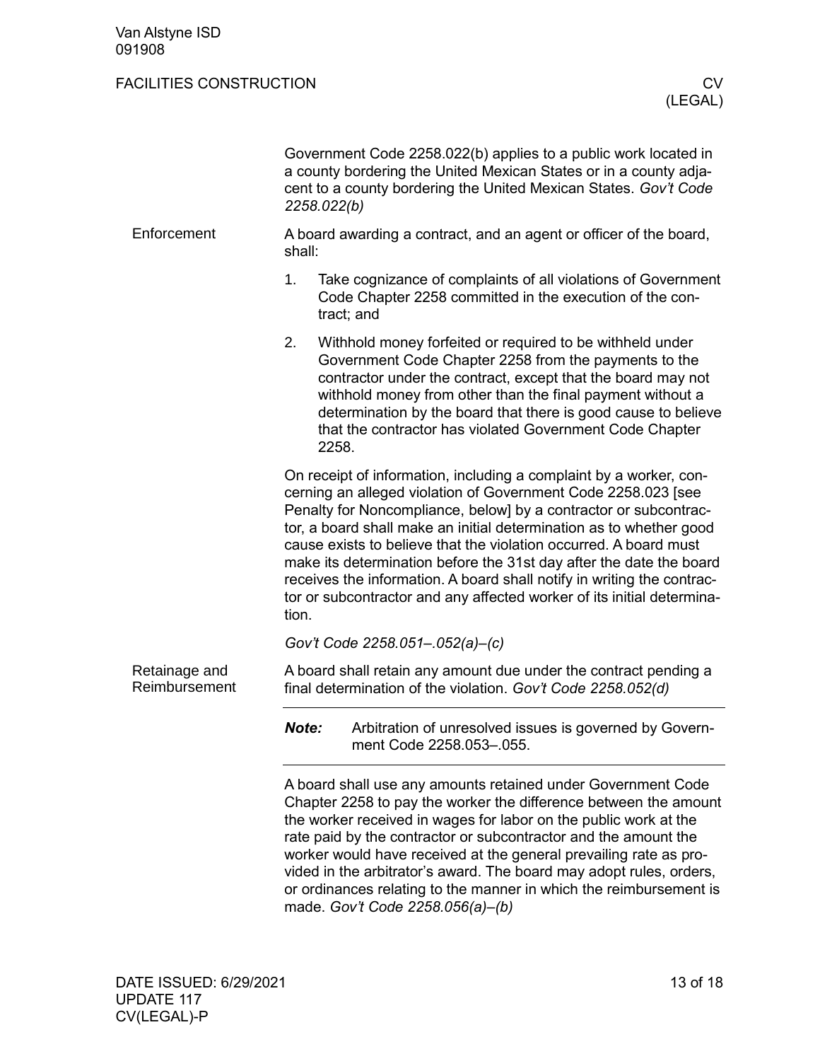Government Code 2258.022(b) applies to a public work located in a county bordering the United Mexican States or in a county adjacent to a county bordering the United Mexican States. *Gov't Code 2258.022(b)*

### Enforcement

A board awarding a contract, and an agent or officer of the board, shall:

1. Take cognizance of complaints of all violations of Government Code Chapter 2258 committed in the execution of the contract; and
2. Withhold money forfeited or required to be withheld under Government Code Chapter 2258 from the payments to the contractor under the contract, except that the board may not withhold money from other than the final payment without a determination by the board that there is good cause to believe that the contractor has violated Government Code Chapter 2258.

On receipt of information, including a complaint by a worker, concerning an alleged violation of Government Code 2258.023 [see Penalty for Noncompliance, below] by a contractor or subcontractor, a board shall make an initial determination as to whether good cause exists to believe that the violation occurred. A board must make its determination before the 31st day after the date the board receives the information. A board shall notify in writing the contractor or subcontractor and any affected worker of its initial determination.

*Gov't Code 2258.051–.052(a)–(c)*

### Retainage and Reimbursement

A board shall retain any amount due under the contract pending a final determination of the violation. *Gov't Code 2258.052(d)*

---

***Note:*** Arbitration of unresolved issues is governed by Government Code 2258.053–.055.

---

A board shall use any amounts retained under Government Code Chapter 2258 to pay the worker the difference between the amount the worker received in wages for labor on the public work at the rate paid by the contractor or subcontractor and the amount the worker would have received at the general prevailing rate as provided in the arbitrator's award. The board may adopt rules, orders, or ordinances relating to the manner in which the reimbursement is made. *Gov't Code 2258.056(a)–(b)*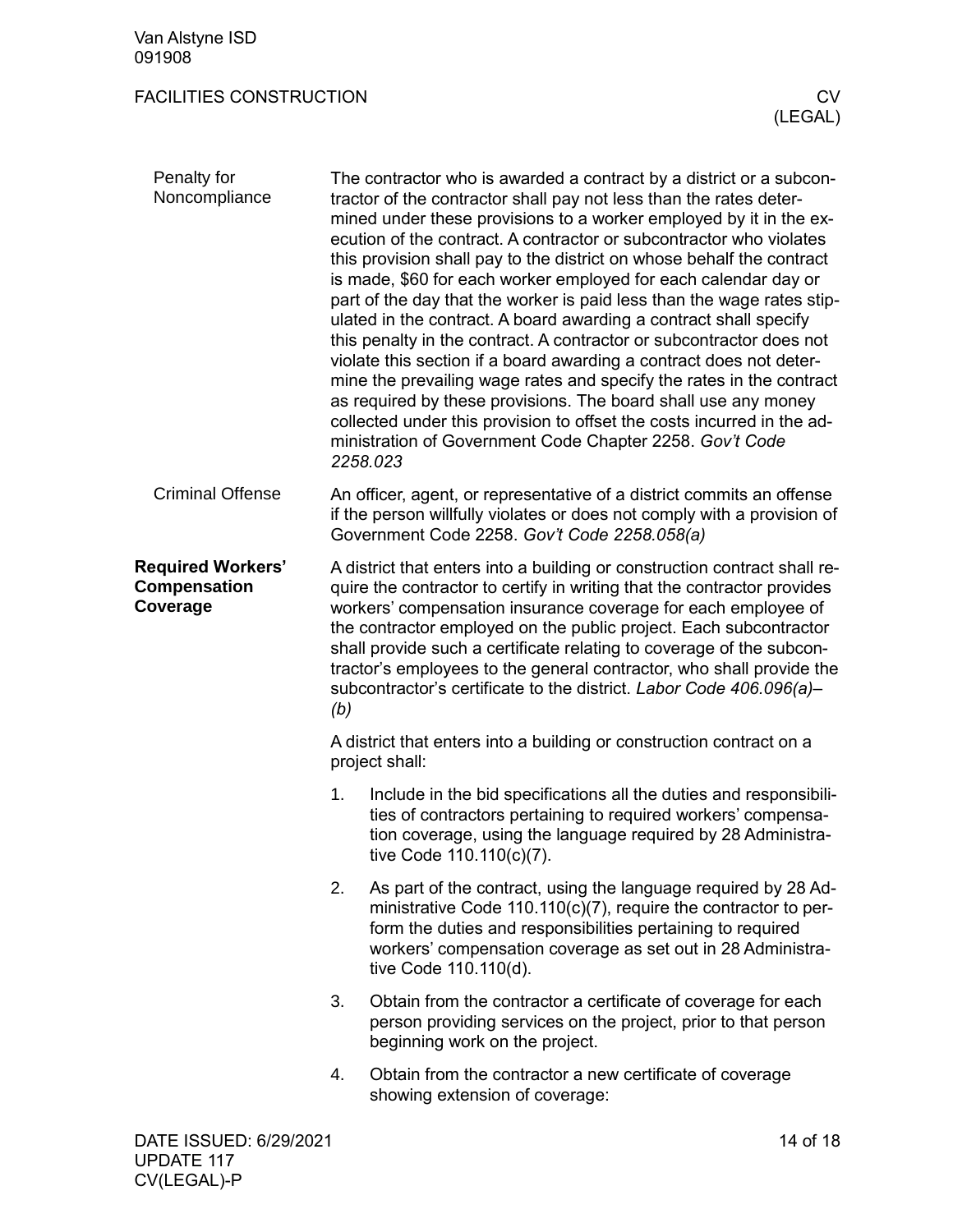#### Penalty for Noncompliance

The contractor who is awarded a contract by a district or a subcontractor of the contractor shall pay not less than the rates determined under these provisions to a worker employed by it in the execution of the contract. A contractor or subcontractor who violates this provision shall pay to the district on whose behalf the contract is made, $60 for each worker employed for each calendar day or part of the day that the worker is paid less than the wage rates stipulated in the contract. A board awarding a contract shall specify this penalty in the contract. A contractor or subcontractor does not violate this section if a board awarding a contract does not determine the prevailing wage rates and specify the rates in the contract as required by these provisions. The board shall use any money collected under this provision to offset the costs incurred in the administration of Government Code Chapter 2258. *Gov't Code 2258.023*

#### Criminal Offense

An officer, agent, or representative of a district commits an offense if the person willfully violates or does not comply with a provision of Government Code 2258. *Gov't Code 2258.058(a)*

### Required Workers' Compensation Coverage

A district that enters into a building or construction contract shall require the contractor to certify in writing that the contractor provides workers' compensation insurance coverage for each employee of the contractor employed on the public project. Each subcontractor shall provide such a certificate relating to coverage of the subcontractor's employees to the general contractor, who shall provide the subcontractor's certificate to the district. *Labor Code 406.096(a)–(b)*

A district that enters into a building or construction contract on a project shall:

1. Include in the bid specifications all the duties and responsibilities of contractors pertaining to required workers' compensation coverage, using the language required by 28 Administrative Code 110.110(c)(7).
2. As part of the contract, using the language required by 28 Administrative Code 110.110(c)(7), require the contractor to perform the duties and responsibilities pertaining to required workers' compensation coverage as set out in 28 Administrative Code 110.110(d).
3. Obtain from the contractor a certificate of coverage for each person providing services on the project, prior to that person beginning work on the project.
4. Obtain from the contractor a new certificate of coverage showing extension of coverage: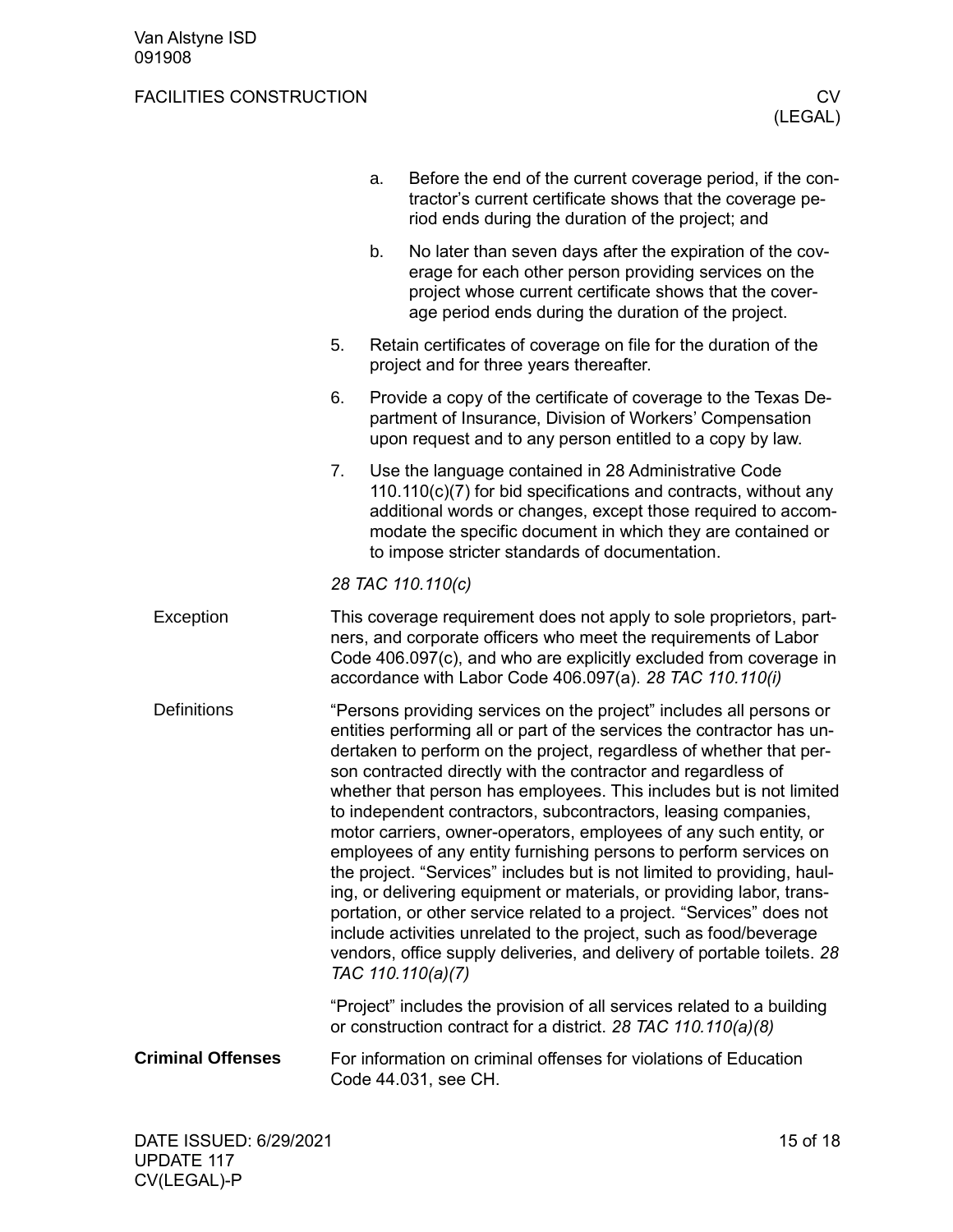a. Before the end of the current coverage period, if the contractor's current certificate shows that the coverage period ends during the duration of the project; and

   b. No later than seven days after the expiration of the coverage for each other person providing services on the project whose current certificate shows that the coverage period ends during the duration of the project.

5. Retain certificates of coverage on file for the duration of the project and for three years thereafter.

6. Provide a copy of the certificate of coverage to the Texas Department of Insurance, Division of Workers' Compensation upon request and to any person entitled to a copy by law.

7. Use the language contained in 28 Administrative Code 110.110(c)(7) for bid specifications and contracts, without any additional words or changes, except those required to accommodate the specific document in which they are contained or to impose stricter standards of documentation.

*28 TAC 110.110(c)*

#### Exception

This coverage requirement does not apply to sole proprietors, partners, and corporate officers who meet the requirements of Labor Code 406.097(c), and who are explicitly excluded from coverage in accordance with Labor Code 406.097(a). *28 TAC 110.110(i)*

#### Definitions

"Persons providing services on the project" includes all persons or entities performing all or part of the services the contractor has undertaken to perform on the project, regardless of whether that person contracted directly with the contractor and regardless of whether that person has employees. This includes but is not limited to independent contractors, subcontractors, leasing companies, motor carriers, owner-operators, employees of any such entity, or employees of any entity furnishing persons to perform services on the project. "Services" includes but is not limited to providing, hauling, or delivering equipment or materials, or providing labor, transportation, or other service related to a project. "Services" does not include activities unrelated to the project, such as food/beverage vendors, office supply deliveries, and delivery of portable toilets. *28 TAC 110.110(a)(7)*

"Project" includes the provision of all services related to a building or construction contract for a district. *28 TAC 110.110(a)(8)*

### Criminal Offenses

For information on criminal offenses for violations of Education Code 44.031, see CH.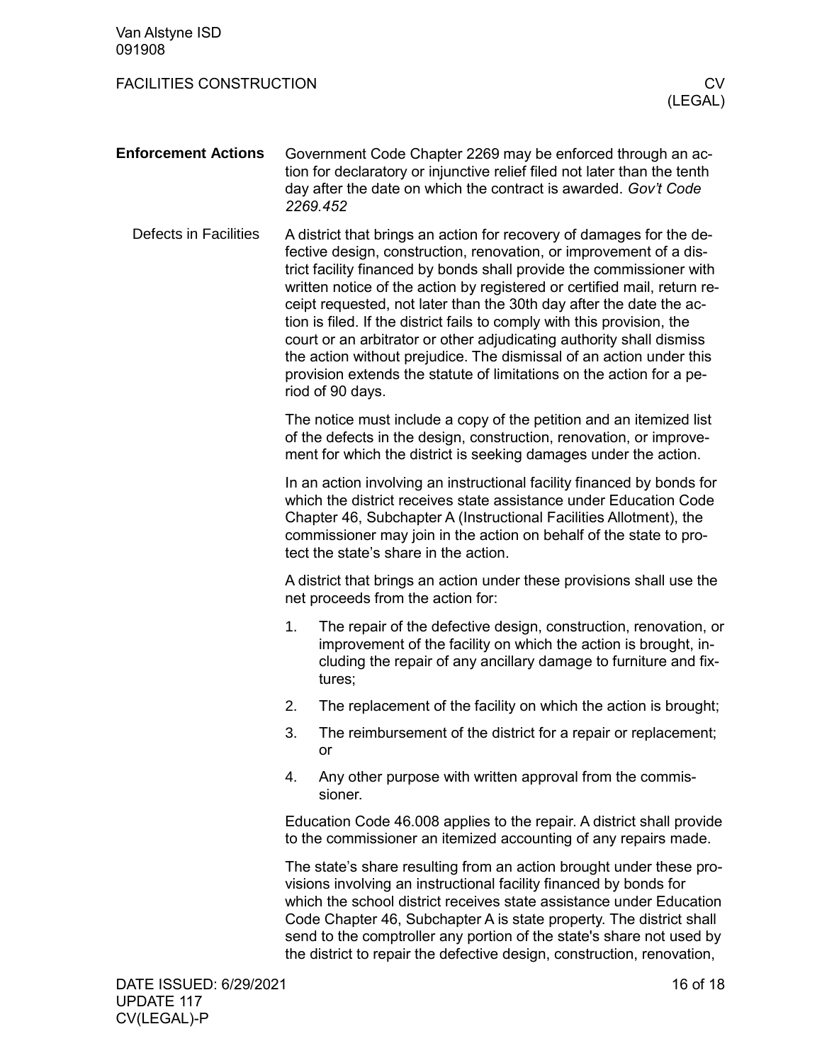## Enforcement Actions

Government Code Chapter 2269 may be enforced through an action for declaratory or injunctive relief filed not later than the tenth day after the date on which the contract is awarded. *Gov't Code 2269.452*

### Defects in Facilities

A district that brings an action for recovery of damages for the defective design, construction, renovation, or improvement of a district facility financed by bonds shall provide the commissioner with written notice of the action by registered or certified mail, return receipt requested, not later than the 30th day after the date the action is filed. If the district fails to comply with this provision, the court or an arbitrator or other adjudicating authority shall dismiss the action without prejudice. The dismissal of an action under this provision extends the statute of limitations on the action for a period of 90 days.

The notice must include a copy of the petition and an itemized list of the defects in the design, construction, renovation, or improvement for which the district is seeking damages under the action.

In an action involving an instructional facility financed by bonds for which the district receives state assistance under Education Code Chapter 46, Subchapter A (Instructional Facilities Allotment), the commissioner may join in the action on behalf of the state to protect the state's share in the action.

A district that brings an action under these provisions shall use the net proceeds from the action for:

1. The repair of the defective design, construction, renovation, or improvement of the facility on which the action is brought, including the repair of any ancillary damage to furniture and fixtures;
2. The replacement of the facility on which the action is brought;
3. The reimbursement of the district for a repair or replacement; or
4. Any other purpose with written approval from the commissioner.

Education Code 46.008 applies to the repair. A district shall provide to the commissioner an itemized accounting of any repairs made.

The state's share resulting from an action brought under these provisions involving an instructional facility financed by bonds for which the school district receives state assistance under Education Code Chapter 46, Subchapter A is state property. The district shall send to the comptroller any portion of the state's share not used by the district to repair the defective design, construction, renovation,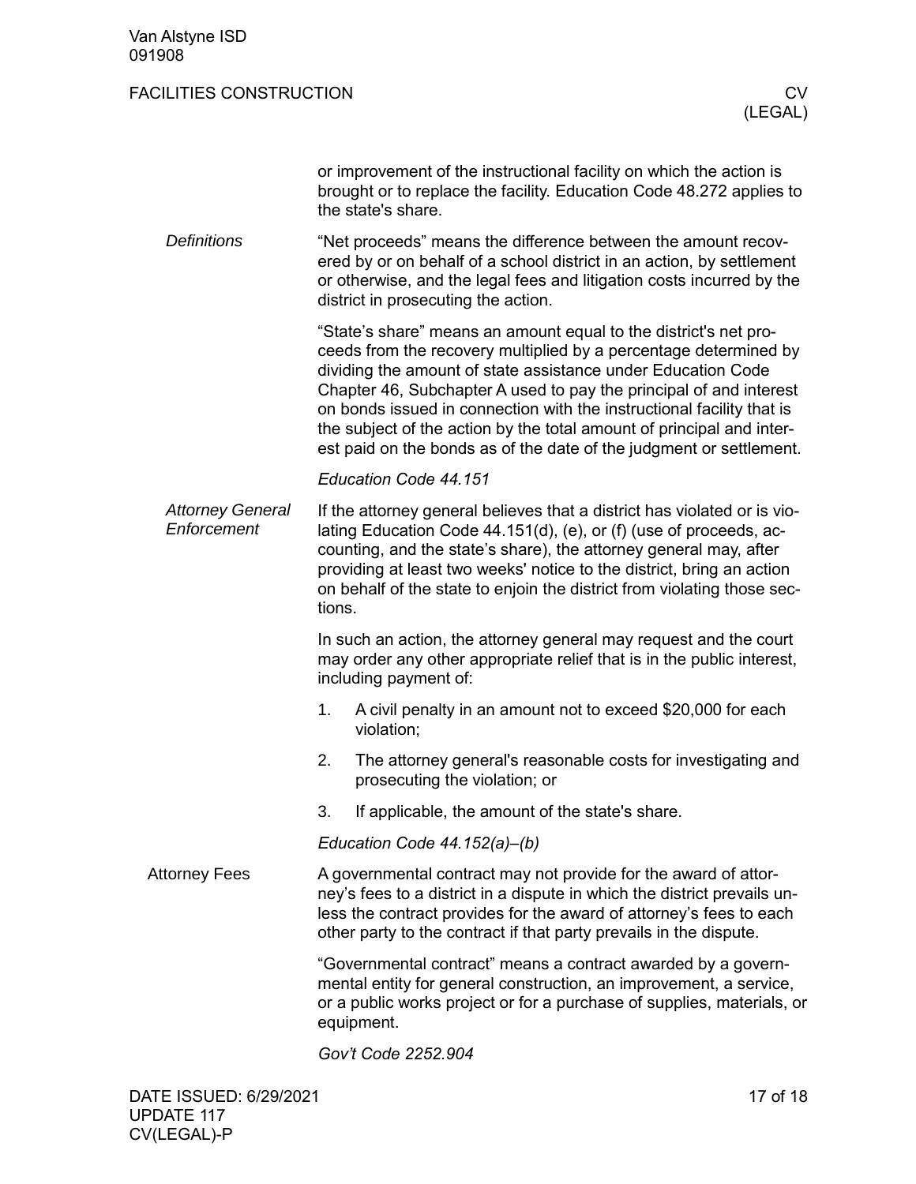or improvement of the instructional facility on which the action is brought or to replace the facility. Education Code 48.272 applies to the state's share.

### *Definitions*

"Net proceeds" means the difference between the amount recovered by or on behalf of a school district in an action, by settlement or otherwise, and the legal fees and litigation costs incurred by the district in prosecuting the action.

"State's share" means an amount equal to the district's net proceeds from the recovery multiplied by a percentage determined by dividing the amount of state assistance under Education Code Chapter 46, Subchapter A used to pay the principal of and interest on bonds issued in connection with the instructional facility that is the subject of the action by the total amount of principal and interest paid on the bonds as of the date of the judgment or settlement.

*Education Code 44.151*

### *Attorney General Enforcement*

If the attorney general believes that a district has violated or is violating Education Code 44.151(d), (e), or (f) (use of proceeds, accounting, and the state's share), the attorney general may, after providing at least two weeks' notice to the district, bring an action on behalf of the state to enjoin the district from violating those sections.

In such an action, the attorney general may request and the court may order any other appropriate relief that is in the public interest, including payment of:

1. A civil penalty in an amount not to exceed $20,000 for each violation;
2. The attorney general's reasonable costs for investigating and prosecuting the violation; or
3. If applicable, the amount of the state's share.

*Education Code 44.152(a)–(b)*

## Attorney Fees

A governmental contract may not provide for the award of attorney's fees to a district in a dispute in which the district prevails unless the contract provides for the award of attorney's fees to each other party to the contract if that party prevails in the dispute.

"Governmental contract" means a contract awarded by a governmental entity for general construction, an improvement, a service, or a public works project or for a purchase of supplies, materials, or equipment.

*Gov't Code 2252.904*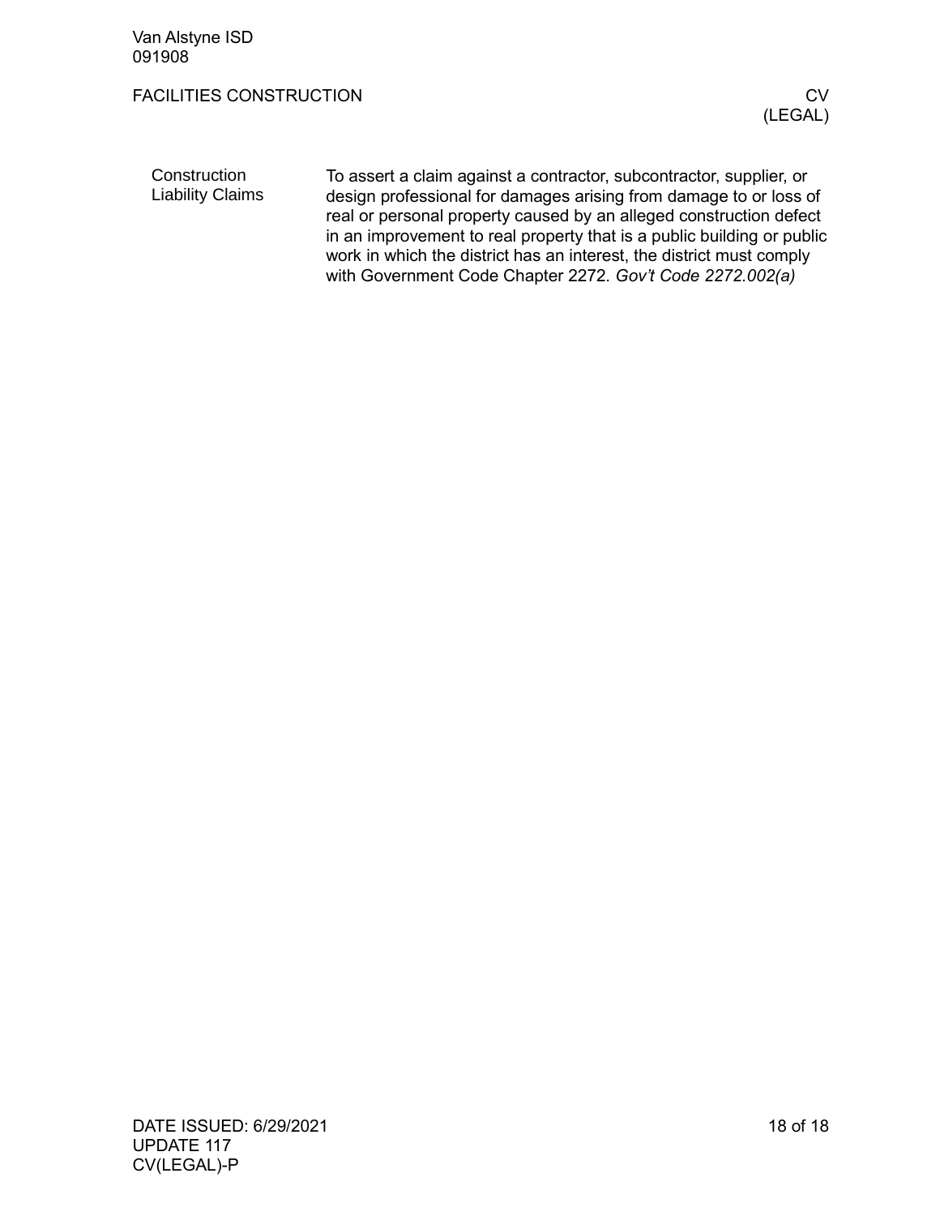## Construction Liability Claims

To assert a claim against a contractor, subcontractor, supplier, or design professional for damages arising from damage to or loss of real or personal property caused by an alleged construction defect in an improvement to real property that is a public building or public work in which the district has an interest, the district must comply with Government Code Chapter 2272. *Gov't Code 2272.002(a)*